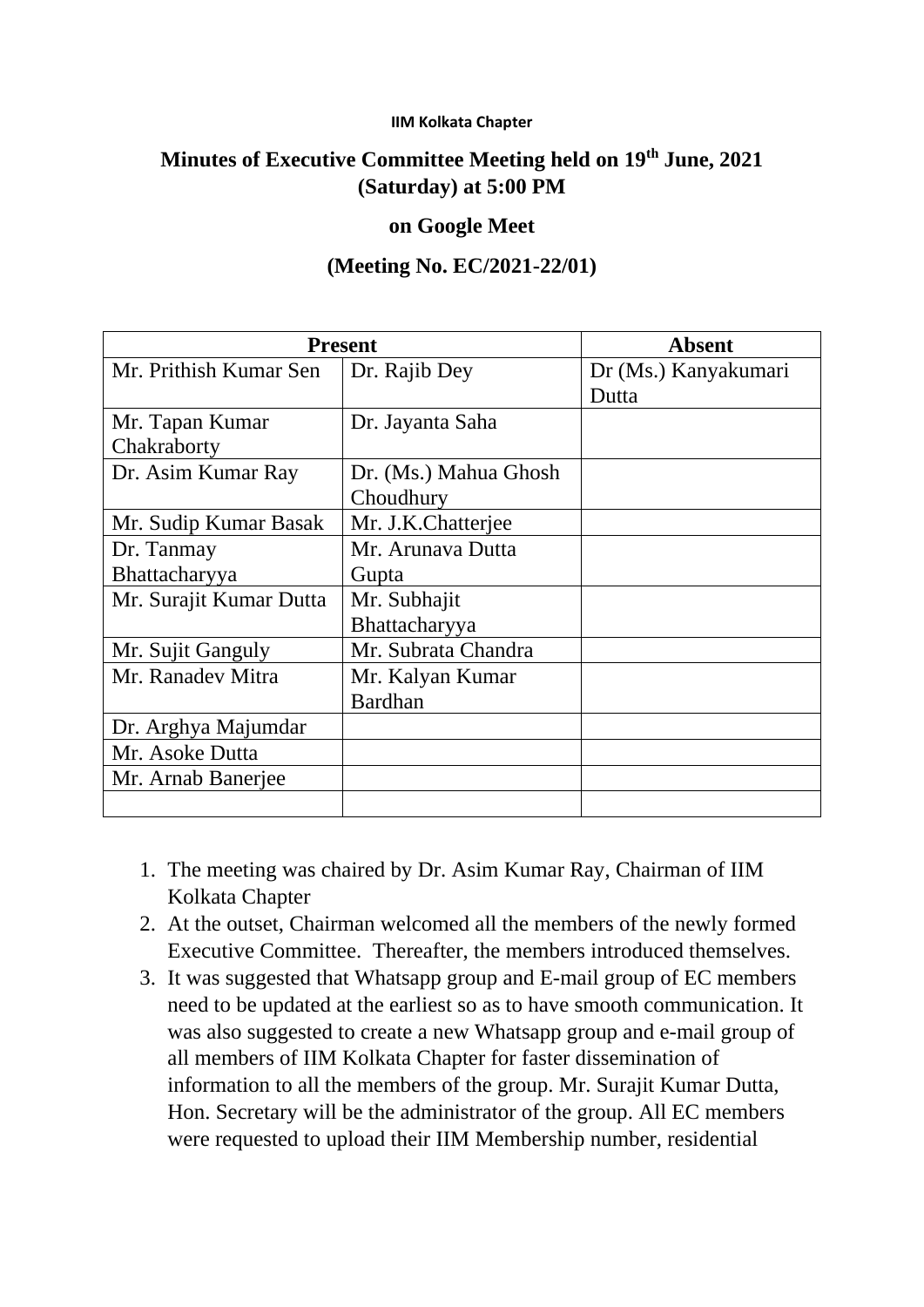**IIM Kolkata Chapter**

# Minutes of Executive Committee Meeting held on 19th June, 2021 (Saturday) at 5:00 PM

## on Google Meet

## (Meeting No. EC/2021-22/01)

| Present | | Absent |
|---|---|---|
| Mr. Prithish Kumar Sen | Dr. Rajib Dey | Dr (Ms.) Kanyakumari Dutta |
| Mr. Tapan Kumar Chakraborty | Dr. Jayanta Saha | |
| Dr. Asim Kumar Ray | Dr. (Ms.) Mahua Ghosh Choudhury | |
| Mr. Sudip Kumar Basak | Mr. J.K.Chatterjee | |
| Dr. Tanmay Bhattacharyya | Mr. Arunava Dutta Gupta | |
| Mr. Surajit Kumar Dutta | Mr. Subhajit Bhattacharyya | |
| Mr. Sujit Ganguly | Mr. Subrata Chandra | |
| Mr. Ranadev Mitra | Mr. Kalyan Kumar Bardhan | |
| Dr. Arghya Majumdar | | |
| Mr. Asoke Dutta | | |
| Mr. Arnab Banerjee | | |
| | | |

1. The meeting was chaired by Dr. Asim Kumar Ray, Chairman of IIM Kolkata Chapter
2. At the outset, Chairman welcomed all the members of the newly formed Executive Committee. Thereafter, the members introduced themselves.
3. It was suggested that Whatsapp group and E-mail group of EC members need to be updated at the earliest so as to have smooth communication. It was also suggested to create a new Whatsapp group and e-mail group of all members of IIM Kolkata Chapter for faster dissemination of information to all the members of the group. Mr. Surajit Kumar Dutta, Hon. Secretary will be the administrator of the group. All EC members were requested to upload their IIM Membership number, residential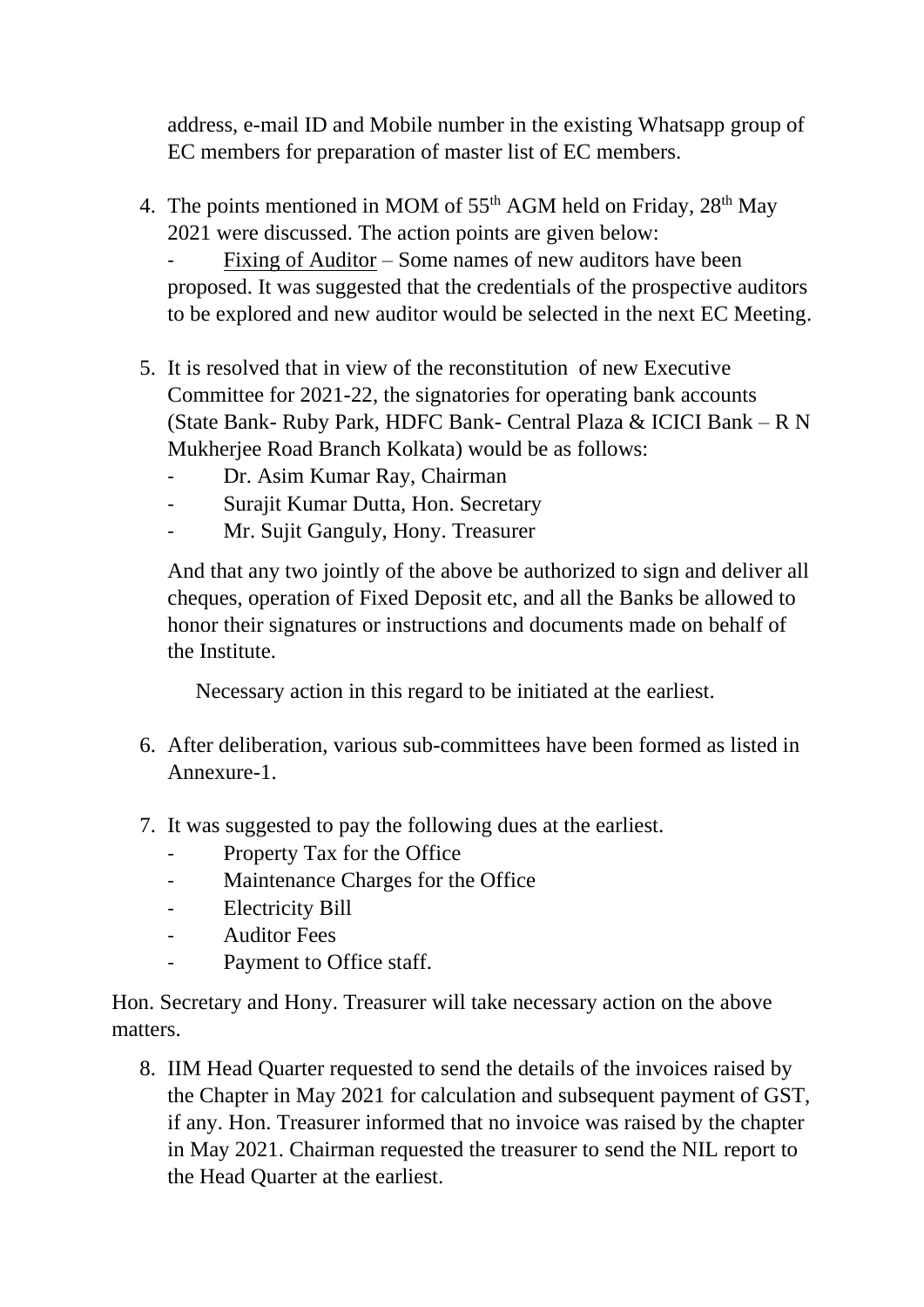address, e-mail ID and Mobile number in the existing Whatsapp group of EC members for preparation of master list of EC members.

4. The points mentioned in MOM of 55th AGM held on Friday, 28th May 2021 were discussed. The action points are given below:
   - Fixing of Auditor – Some names of new auditors have been proposed. It was suggested that the credentials of the prospective auditors to be explored and new auditor would be selected in the next EC Meeting.

5. It is resolved that in view of the reconstitution of new Executive Committee for 2021-22, the signatories for operating bank accounts (State Bank- Ruby Park, HDFC Bank- Central Plaza & ICICI Bank – R N Mukherjee Road Branch Kolkata) would be as follows:
   - Dr. Asim Kumar Ray, Chairman
   - Surajit Kumar Dutta, Hon. Secretary
   - Mr. Sujit Ganguly, Hony. Treasurer

   And that any two jointly of the above be authorized to sign and deliver all cheques, operation of Fixed Deposit etc, and all the Banks be allowed to honor their signatures or instructions and documents made on behalf of the Institute.

   Necessary action in this regard to be initiated at the earliest.

6. After deliberation, various sub-committees have been formed as listed in Annexure-1.

7. It was suggested to pay the following dues at the earliest.
   - Property Tax for the Office
   - Maintenance Charges for the Office
   - Electricity Bill
   - Auditor Fees
   - Payment to Office staff.

Hon. Secretary and Hony. Treasurer will take necessary action on the above matters.

8. IIM Head Quarter requested to send the details of the invoices raised by the Chapter in May 2021 for calculation and subsequent payment of GST, if any. Hon. Treasurer informed that no invoice was raised by the chapter in May 2021. Chairman requested the treasurer to send the NIL report to the Head Quarter at the earliest.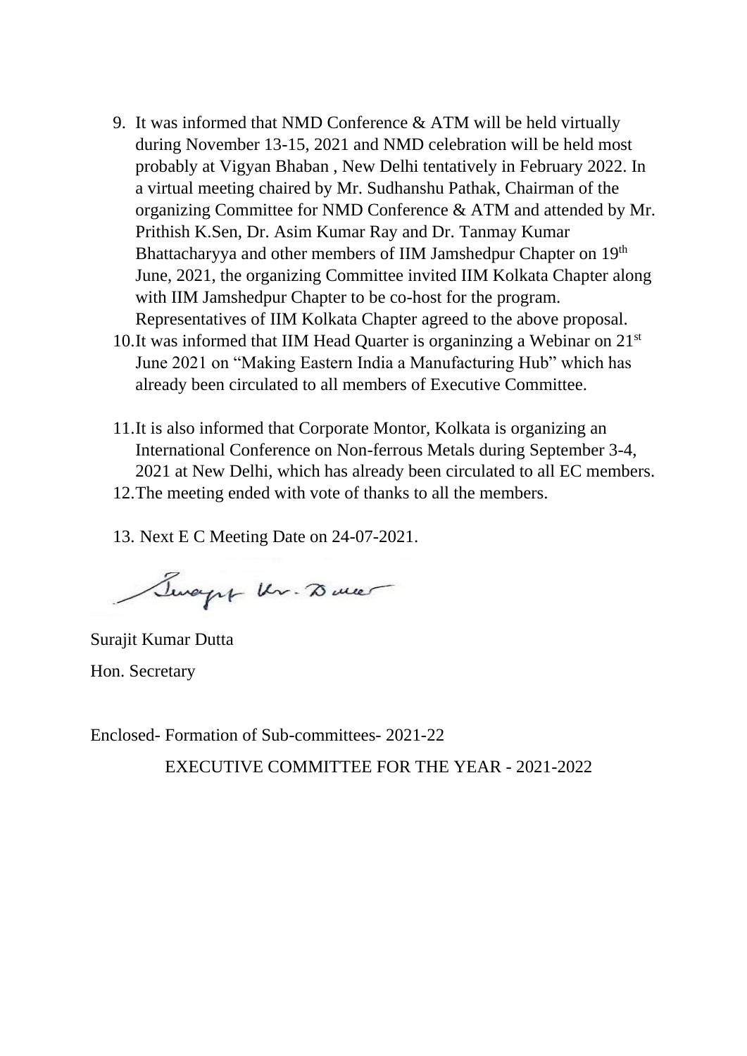9. It was informed that NMD Conference & ATM will be held virtually during November 13-15, 2021 and NMD celebration will be held most probably at Vigyan Bhaban , New Delhi tentatively in February 2022. In a virtual meeting chaired by Mr. Sudhanshu Pathak, Chairman of the organizing Committee for NMD Conference & ATM and attended by Mr. Prithish K.Sen, Dr. Asim Kumar Ray and Dr. Tanmay Kumar Bhattacharyya and other members of IIM Jamshedpur Chapter on 19th June, 2021, the organizing Committee invited IIM Kolkata Chapter along with IIM Jamshedpur Chapter to be co-host for the program. Representatives of IIM Kolkata Chapter agreed to the above proposal.
10. It was informed that IIM Head Quarter is organinzing a Webinar on 21st June 2021 on "Making Eastern India a Manufacturing Hub" which has already been circulated to all members of Executive Committee.

11. It is also informed that Corporate Montor, Kolkata is organizing an International Conference on Non-ferrous Metals during September 3-4, 2021 at New Delhi, which has already been circulated to all EC members.
12. The meeting ended with vote of thanks to all the members.

13. Next E C Meeting Date on 24-07-2021.

Surajit Kumar Dutta

Hon. Secretary

Enclosed- Formation of Sub-committees- 2021-22

EXECUTIVE COMMITTEE FOR THE YEAR - 2021-2022